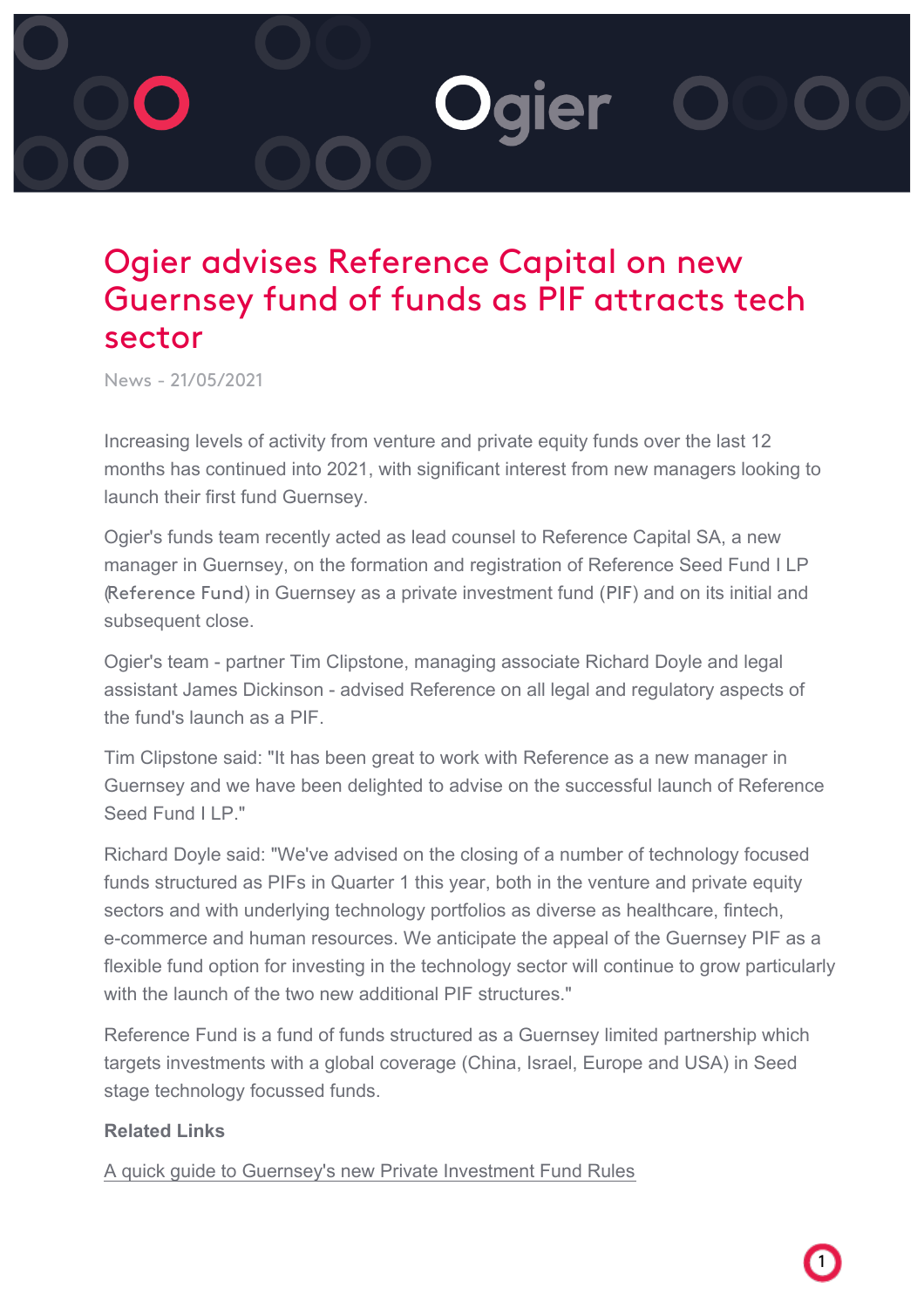# Ogier advises Reference Capital on new Guernsey fund of funds as PIF attracts tech sector

News - 21/05/2021

Increasing levels of activity from venture and private equity funds over the last 12 months has continued into 2021, with significant interest from new managers looking to launch their first fund Guernsey.

Ogier's funds team recently acted as lead counsel to Reference Capital SA, a new manager in Guernsey, on the formation and registration of Reference Seed Fund I LP (**Reference Fund**) in Guernsey as a private investment fund (**PIF**) and on its initial and subsequent close.

Ogier's team - partner Tim Clipstone, managing associate Richard Doyle and legal assistant James Dickinson - advised Reference on all legal and regulatory aspects of the fund's launch as a PIF.

Tim Clipstone said: "It has been great to work with Reference as a new manager in Guernsey and we have been delighted to advise on the successful launch of Reference Seed Fund I LP."

Richard Doyle said: "We've advised on the closing of a number of technology focused funds structured as PIFs in Quarter 1 this year, both in the venture and private equity sectors and with underlying technology portfolios as diverse as healthcare, fintech, e-commerce and human resources. We anticipate the appeal of the Guernsey PIF as a flexible fund option for investing in the technology sector will continue to grow particularly with the launch of the two new additional PIF structures."

Reference Fund is a fund of funds structured as a Guernsey limited partnership which targets investments with a global coverage (China, Israel, Europe and USA) in Seed stage technology focussed funds.

**Related Links**

A quick guide to Guernsey's new Private Investment Fund Rules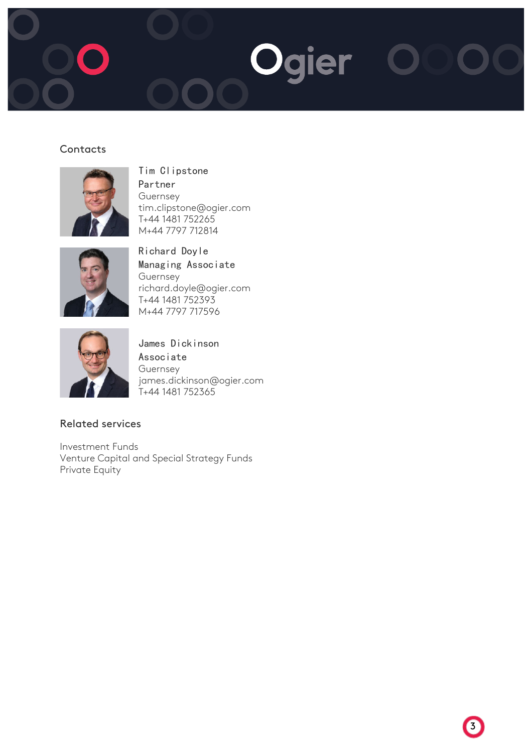## Contacts

**Tim Clipstone**
Partner
Guernsey
tim.clipstone@ogier.com
T+44 1481 752265
M+44 7797 712814

**Richard Doyle**
Managing Associate
Guernsey
richard.doyle@ogier.com
T+44 1481 752393
M+44 7797 717596

**James Dickinson**
Associate
Guernsey
james.dickinson@ogier.com
T+44 1481 752365

## Related services

Investment Funds
Venture Capital and Special Strategy Funds
Private Equity